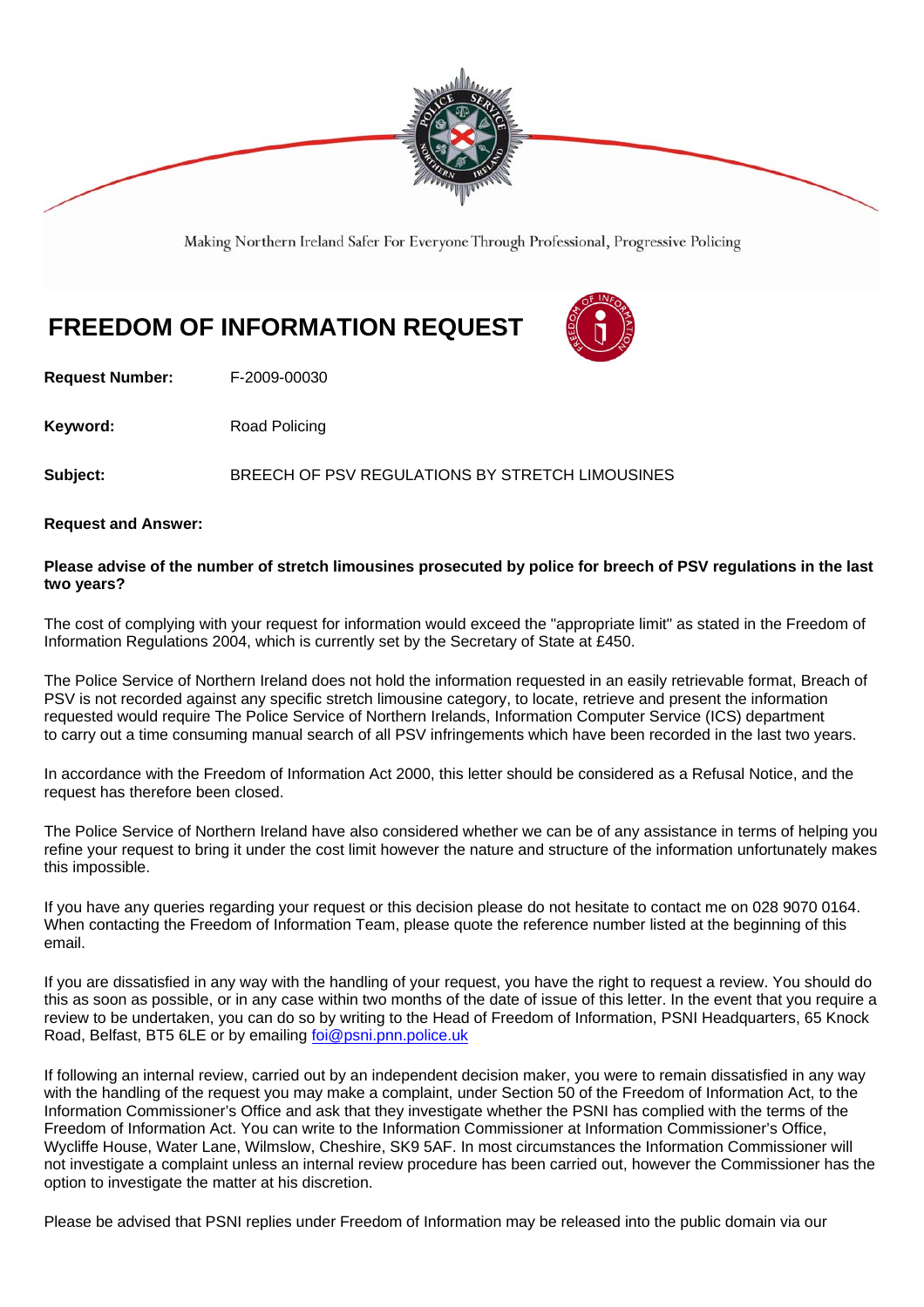Making Northern Ireland Safer For Everyone Through Professional, Progressive Policing

# FREEDOM OF INFORMATION REQUEST

**Request Number:** F-2009-00030

**Keyword:** Road Policing

**Subject:** BREECH OF PSV REGULATIONS BY STRETCH LIMOUSINES

**Request and Answer:**

**Please advise of the number of stretch limousines prosecuted by police for breech of PSV regulations in the last two years?**

The cost of complying with your request for information would exceed the "appropriate limit" as stated in the Freedom of Information Regulations 2004, which is currently set by the Secretary of State at £450.

The Police Service of Northern Ireland does not hold the information requested in an easily retrievable format, Breach of PSV is not recorded against any specific stretch limousine category, to locate, retrieve and present the information requested would require The Police Service of Northern Irelands, Information Computer Service (ICS) department to carry out a time consuming manual search of all PSV infringements which have been recorded in the last two years.

In accordance with the Freedom of Information Act 2000, this letter should be considered as a Refusal Notice, and the request has therefore been closed.

The Police Service of Northern Ireland have also considered whether we can be of any assistance in terms of helping you refine your request to bring it under the cost limit however the nature and structure of the information unfortunately makes this impossible.

If you have any queries regarding your request or this decision please do not hesitate to contact me on 028 9070 0164. When contacting the Freedom of Information Team, please quote the reference number listed at the beginning of this email.

If you are dissatisfied in any way with the handling of your request, you have the right to request a review. You should do this as soon as possible, or in any case within two months of the date of issue of this letter. In the event that you require a review to be undertaken, you can do so by writing to the Head of Freedom of Information, PSNI Headquarters, 65 Knock Road, Belfast, BT5 6LE or by emailing foi@psni.pnn.police.uk

If following an internal review, carried out by an independent decision maker, you were to remain dissatisfied in any way with the handling of the request you may make a complaint, under Section 50 of the Freedom of Information Act, to the Information Commissioner's Office and ask that they investigate whether the PSNI has complied with the terms of the Freedom of Information Act. You can write to the Information Commissioner at Information Commissioner's Office, Wycliffe House, Water Lane, Wilmslow, Cheshire, SK9 5AF. In most circumstances the Information Commissioner will not investigate a complaint unless an internal review procedure has been carried out, however the Commissioner has the option to investigate the matter at his discretion.

Please be advised that PSNI replies under Freedom of Information may be released into the public domain via our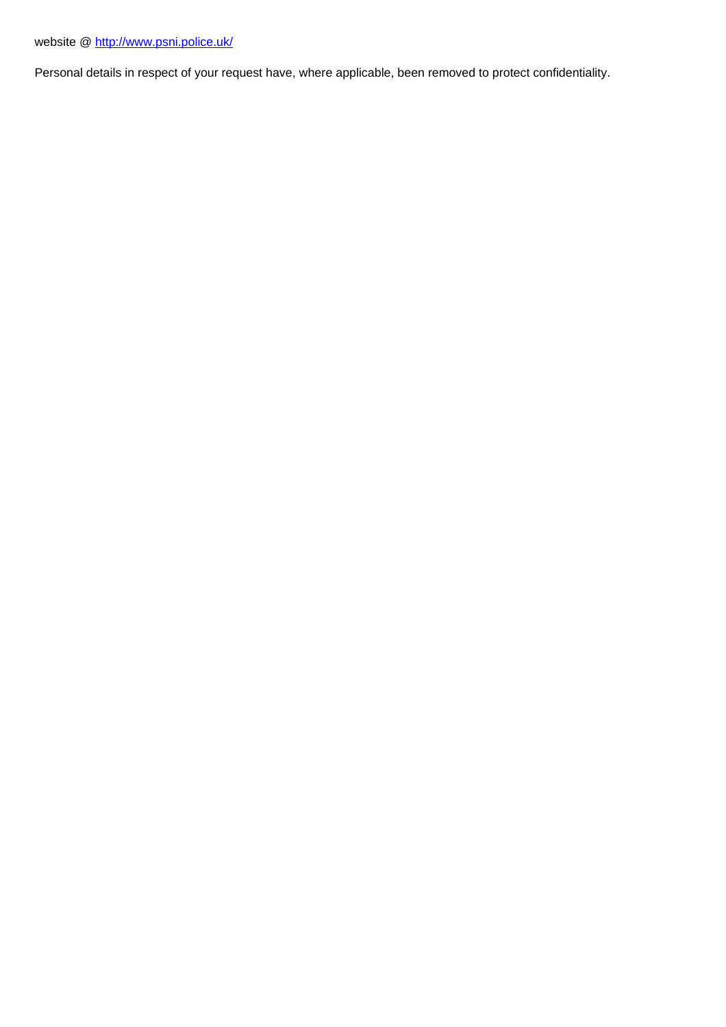website @ [http://www.psni.police.uk/](http://www.psni.police.uk/)

Personal details in respect of your request have, where applicable, been removed to protect confidentiality.